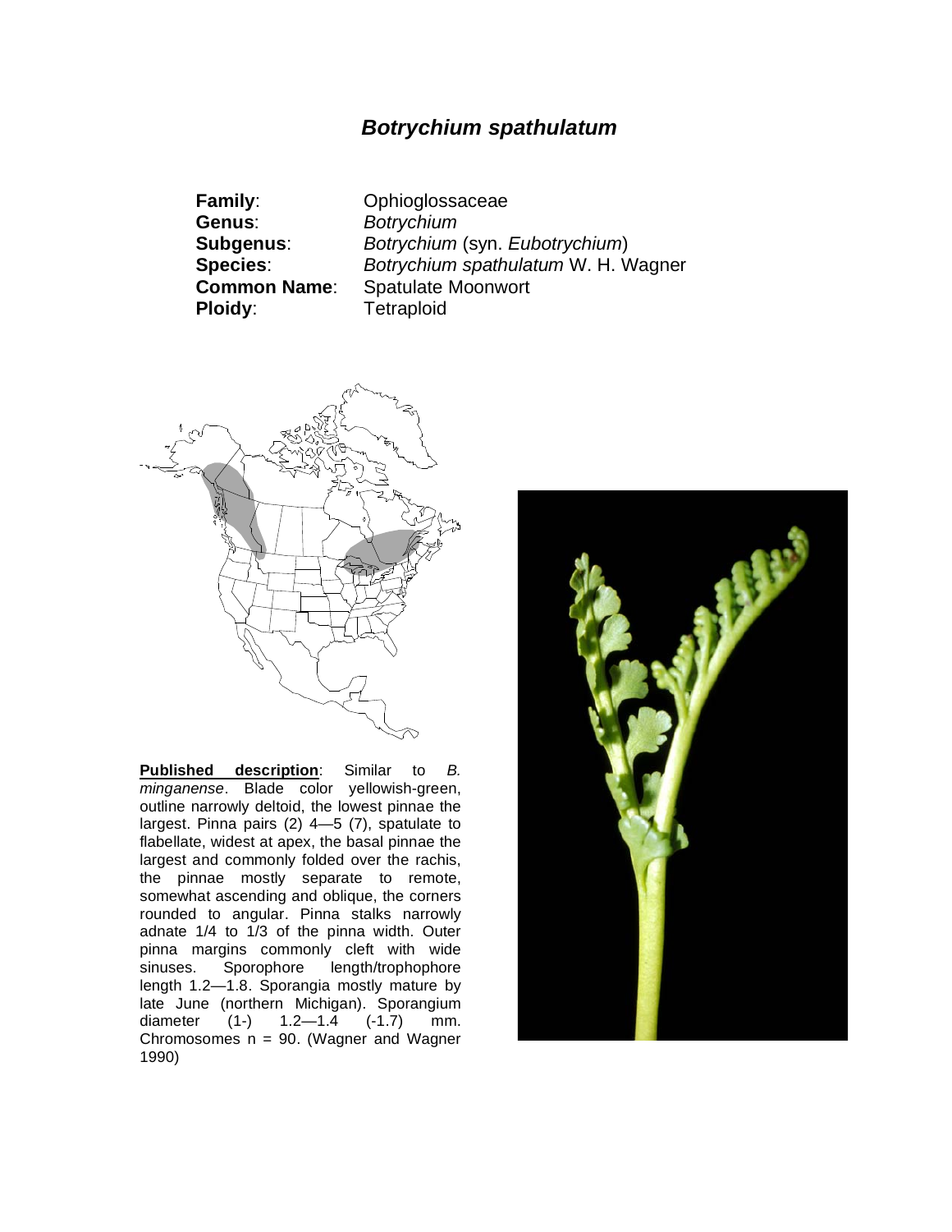# *Botrychium spathulatum*

**Family**: Ophioglossaceae
**Genus**: *Botrychium*
**Subgenus**: *Botrychium* (syn. *Eubotrychium*)
**Species**: *Botrychium spathulatum* W. H. Wagner
**Common Name**: Spatulate Moonwort
**Ploidy**: Tetraploid

**Published description**: Similar to *B. minganense*. Blade color yellowish-green, outline narrowly deltoid, the lowest pinnae the largest. Pinna pairs (2) 4—5 (7), spatulate to flabellate, widest at apex, the basal pinnae the largest and commonly folded over the rachis, the pinnae mostly separate to remote, somewhat ascending and oblique, the corners rounded to angular. Pinna stalks narrowly adnate 1/4 to 1/3 of the pinna width. Outer pinna margins commonly cleft with wide sinuses. Sporophore length/trophophore length 1.2—1.8. Sporangia mostly mature by late June (northern Michigan). Sporangium diameter (1-) 1.2—1.4 (-1.7) mm. Chromosomes n = 90. (Wagner and Wagner 1990)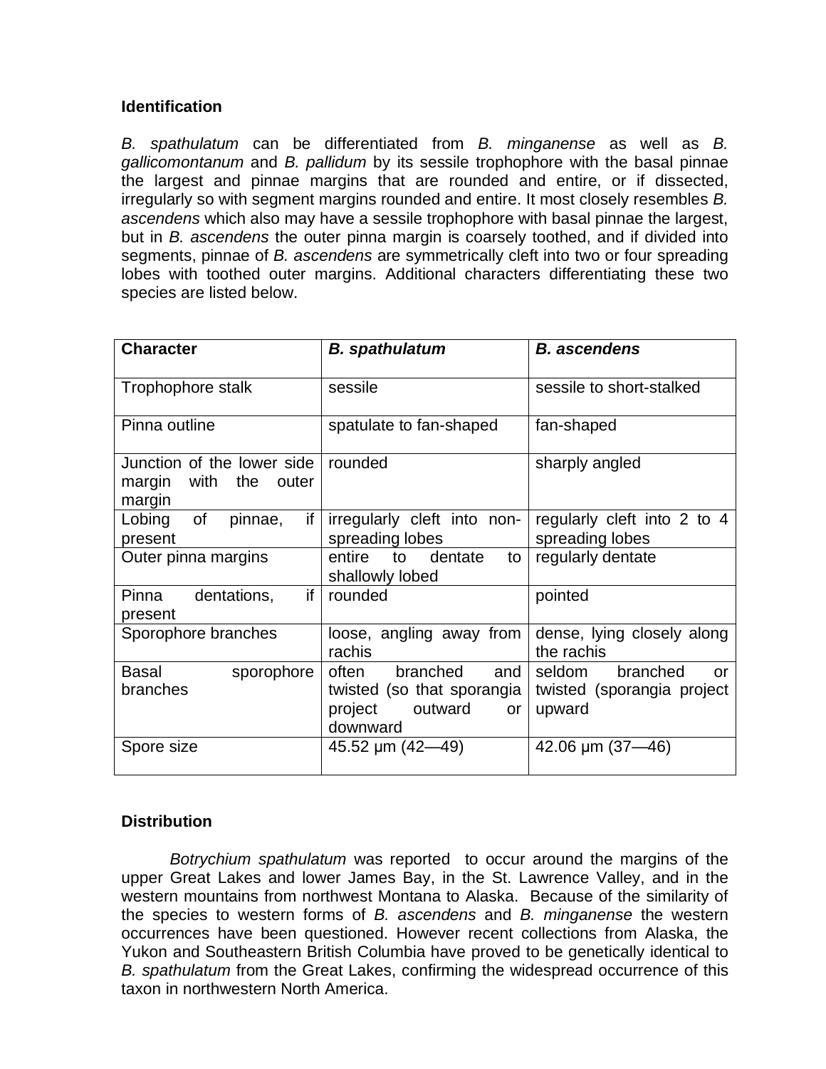## Identification

*B. spathulatum* can be differentiated from *B. minganense* as well as *B. gallicomontanum* and *B. pallidum* by its sessile trophophore with the basal pinnae the largest and pinnae margins that are rounded and entire, or if dissected, irregularly so with segment margins rounded and entire. It most closely resembles *B. ascendens* which also may have a sessile trophophore with basal pinnae the largest, but in *B. ascendens* the outer pinna margin is coarsely toothed, and if divided into segments, pinnae of *B. ascendens* are symmetrically cleft into two or four spreading lobes with toothed outer margins. Additional characters differentiating these two species are listed below.

| Character | *B. spathulatum* | *B. ascendens* |
|---|---|---|
| Trophophore stalk | sessile | sessile to short-stalked |
| Pinna outline | spatulate to fan-shaped | fan-shaped |
| Junction of the lower side margin with the outer margin | rounded | sharply angled |
| Lobing of pinnae, if present | irregularly cleft into non-spreading lobes | regularly cleft into 2 to 4 spreading lobes |
| Outer pinna margins | entire to dentate to shallowly lobed | regularly dentate |
| Pinna dentations, if present | rounded | pointed |
| Sporophore branches | loose, angling away from rachis | dense, lying closely along the rachis |
| Basal sporophore branches | often branched and twisted (so that sporangia project outward or downward | seldom branched or twisted (sporangia project upward |
| Spore size | 45.52 μm (42—49) | 42.06 μm (37—46) |

## Distribution

*Botrychium spathulatum* was reported to occur around the margins of the upper Great Lakes and lower James Bay, in the St. Lawrence Valley, and in the western mountains from northwest Montana to Alaska. Because of the similarity of the species to western forms of *B. ascendens* and *B. minganense* the western occurrences have been questioned. However recent collections from Alaska, the Yukon and Southeastern British Columbia have proved to be genetically identical to *B. spathulatum* from the Great Lakes, confirming the widespread occurrence of this taxon in northwestern North America.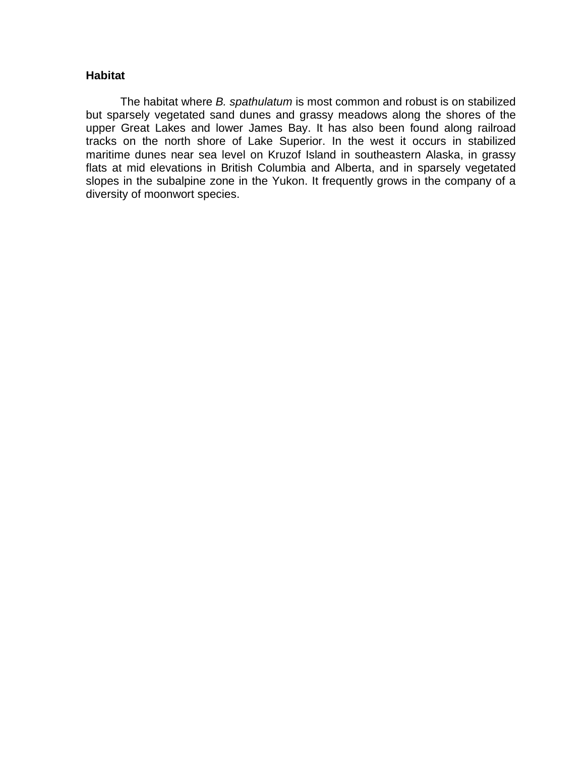## Habitat

The habitat where *B. spathulatum* is most common and robust is on stabilized but sparsely vegetated sand dunes and grassy meadows along the shores of the upper Great Lakes and lower James Bay. It has also been found along railroad tracks on the north shore of Lake Superior. In the west it occurs in stabilized maritime dunes near sea level on Kruzof Island in southeastern Alaska, in grassy flats at mid elevations in British Columbia and Alberta, and in sparsely vegetated slopes in the subalpine zone in the Yukon. It frequently grows in the company of a diversity of moonwort species.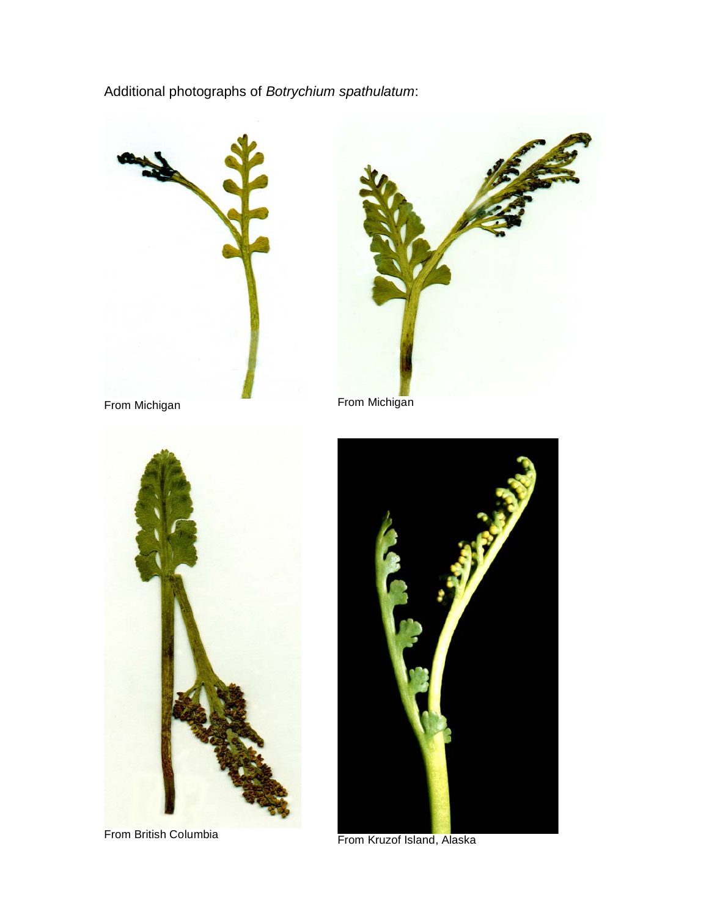Additional photographs of *Botrychium spathulatum*:

From Michigan

From Michigan

From British Columbia

From Kruzof Island, Alaska